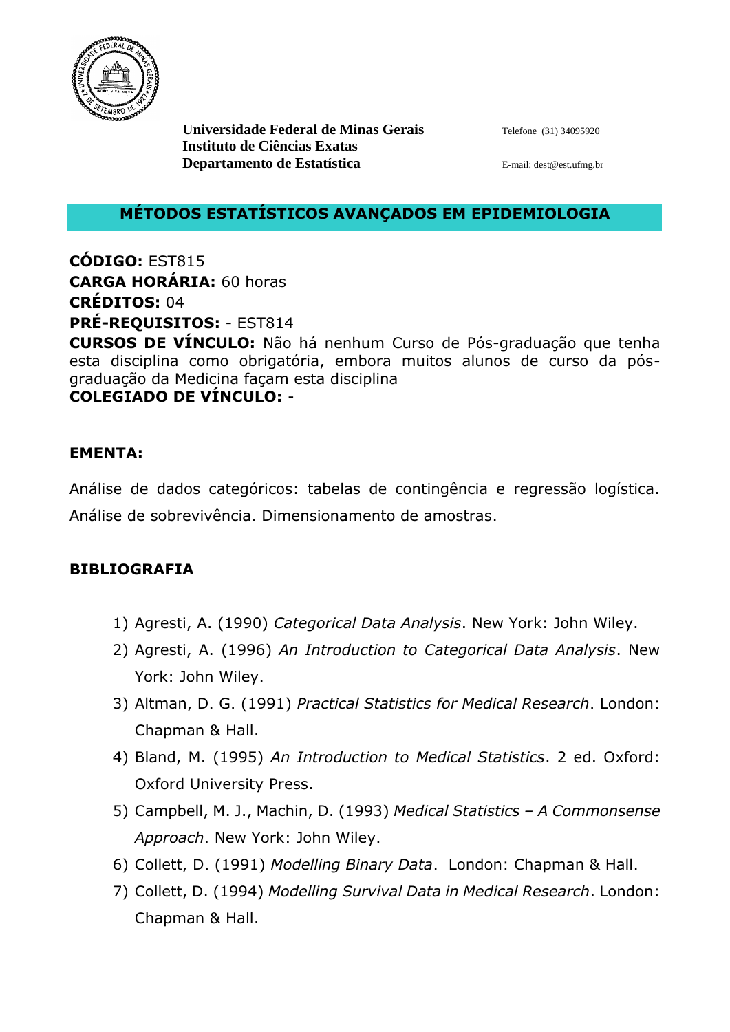**Universidade Federal de Minas Gerais**
**Instituto de Ciências Exatas**
**Departamento de Estatística**

Telefone (31) 34095920

E-mail: dest@est.ufmg.br

# MÉTODOS ESTATÍSTICOS AVANÇADOS EM EPIDEMIOLOGIA

**CÓDIGO:** EST815
**CARGA HORÁRIA:** 60 horas
**CRÉDITOS:** 04
**PRÉ-REQUISITOS:** - EST814
**CURSOS DE VÍNCULO:** Não há nenhum Curso de Pós-graduação que tenha esta disciplina como obrigatória, embora muitos alunos de curso da pós-graduação da Medicina façam esta disciplina
**COLEGIADO DE VÍNCULO:** -

## EMENTA:

Análise de dados categóricos: tabelas de contingência e regressão logística. Análise de sobrevivência. Dimensionamento de amostras.

## BIBLIOGRAFIA

1) Agresti, A. (1990) *Categorical Data Analysis*. New York: John Wiley.
2) Agresti, A. (1996) *An Introduction to Categorical Data Analysis*. New York: John Wiley.
3) Altman, D. G. (1991) *Practical Statistics for Medical Research*. London: Chapman & Hall.
4) Bland, M. (1995) *An Introduction to Medical Statistics*. 2 ed. Oxford: Oxford University Press.
5) Campbell, M. J., Machin, D. (1993) *Medical Statistics – A Commonsense Approach*. New York: John Wiley.
6) Collett, D. (1991) *Modelling Binary Data*. London: Chapman & Hall.
7) Collett, D. (1994) *Modelling Survival Data in Medical Research*. London: Chapman & Hall.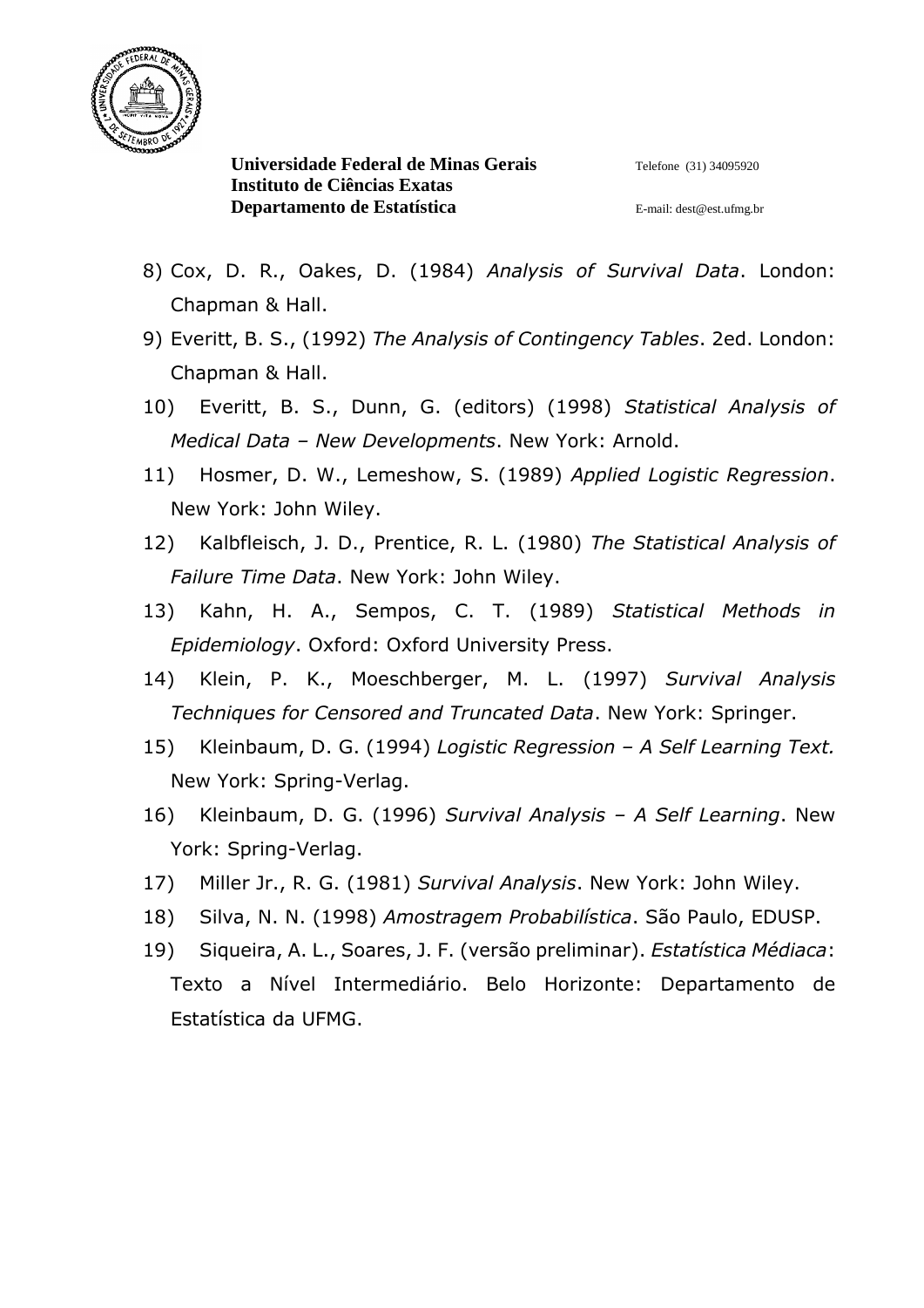8) Cox, D. R., Oakes, D. (1984) *Analysis of Survival Data*. London: Chapman & Hall.
9) Everitt, B. S., (1992) *The Analysis of Contingency Tables*. 2ed. London: Chapman & Hall.
10) Everitt, B. S., Dunn, G. (editors) (1998) *Statistical Analysis of Medical Data – New Developments*. New York: Arnold.
11) Hosmer, D. W., Lemeshow, S. (1989) *Applied Logistic Regression*. New York: John Wiley.
12) Kalbfleisch, J. D., Prentice, R. L. (1980) *The Statistical Analysis of Failure Time Data*. New York: John Wiley.
13) Kahn, H. A., Sempos, C. T. (1989) *Statistical Methods in Epidemiology*. Oxford: Oxford University Press.
14) Klein, P. K., Moeschberger, M. L. (1997) *Survival Analysis Techniques for Censored and Truncated Data*. New York: Springer.
15) Kleinbaum, D. G. (1994) *Logistic Regression – A Self Learning Text.* New York: Spring-Verlag.
16) Kleinbaum, D. G. (1996) *Survival Analysis – A Self Learning*. New York: Spring-Verlag.
17) Miller Jr., R. G. (1981) *Survival Analysis*. New York: John Wiley.
18) Silva, N. N. (1998) *Amostragem Probabilística*. São Paulo, EDUSP.
19) Siqueira, A. L., Soares, J. F. (versão preliminar). *Estatística Médiaca*: Texto a Nível Intermediário. Belo Horizonte: Departamento de Estatística da UFMG.